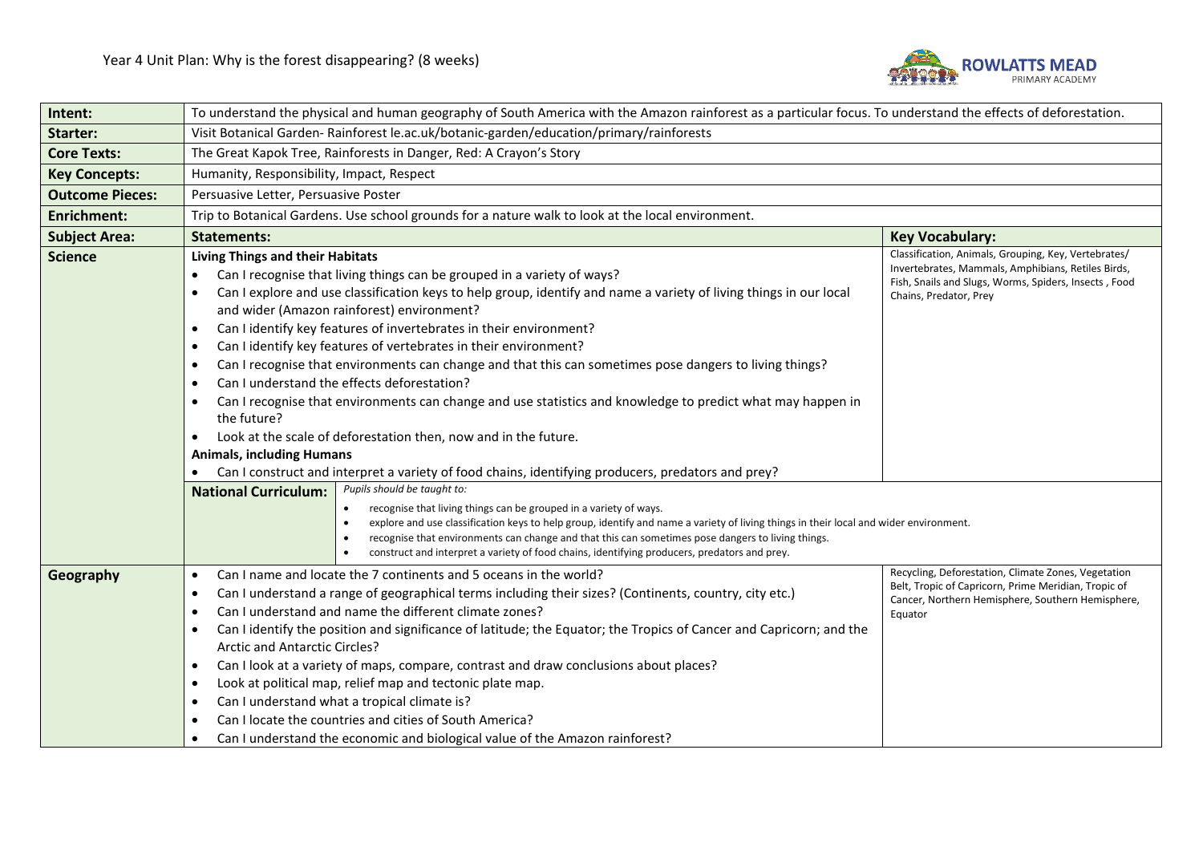# Year 4 Unit Plan: Why is the forest disappearing? (8 weeks)

| | | |
|---|---|---|
| **Intent:** | To understand the physical and human geography of South America with the Amazon rainforest as a particular focus. To understand the effects of deforestation. | |
| **Starter:** | Visit Botanical Garden- Rainforest le.ac.uk/botanic-garden/education/primary/rainforests | |
| **Core Texts:** | The Great Kapok Tree, Rainforests in Danger, Red: A Crayon's Story | |
| **Key Concepts:** | Humanity, Responsibility, Impact, Respect | |
| **Outcome Pieces:** | Persuasive Letter, Persuasive Poster | |
| **Enrichment:** | Trip to Botanical Gardens. Use school grounds for a nature walk to look at the local environment. | |
| **Subject Area:** | **Statements:** | **Key Vocabulary:** |
| **Science** | **Living Things and their Habitats**<br>• Can I recognise that living things can be grouped in a variety of ways?<br>• Can I explore and use classification keys to help group, identify and name a variety of living things in our local and wider (Amazon rainforest) environment?<br>• Can I identify key features of invertebrates in their environment?<br>• Can I identify key features of vertebrates in their environment?<br>• Can I recognise that environments can change and that this can sometimes pose dangers to living things?<br>• Can I understand the effects deforestation?<br>• Can I recognise that environments can change and use statistics and knowledge to predict what may happen in the future?<br>• Look at the scale of deforestation then, now and in the future.<br>**Animals, including Humans**<br>• Can I construct and interpret a variety of food chains, identifying producers, predators and prey? | Classification, Animals, Grouping, Key, Vertebrates/ Invertebrates, Mammals, Amphibians, Retiles Birds, Fish, Snails and Slugs, Worms, Spiders, Insects , Food Chains, Predator, Prey |
| | **National Curriculum:** *Pupils should be taught to:*<br>• recognise that living things can be grouped in a variety of ways.<br>• explore and use classification keys to help group, identify and name a variety of living things in their local and wider environment.<br>• recognise that environments can change and that this can sometimes pose dangers to living things.<br>• construct and interpret a variety of food chains, identifying producers, predators and prey. | |
| **Geography** | • Can I name and locate the 7 continents and 5 oceans in the world?<br>• Can I understand a range of geographical terms including their sizes? (Continents, country, city etc.)<br>• Can I understand and name the different climate zones?<br>• Can I identify the position and significance of latitude; the Equator; the Tropics of Cancer and Capricorn; and the Arctic and Antarctic Circles?<br>• Can I look at a variety of maps, compare, contrast and draw conclusions about places?<br>• Look at political map, relief map and tectonic plate map.<br>• Can I understand what a tropical climate is?<br>• Can I locate the countries and cities of South America?<br>• Can I understand the economic and biological value of the Amazon rainforest? | Recycling, Deforestation, Climate Zones, Vegetation Belt, Tropic of Capricorn, Prime Meridian, Tropic of Cancer, Northern Hemisphere, Southern Hemisphere, Equator |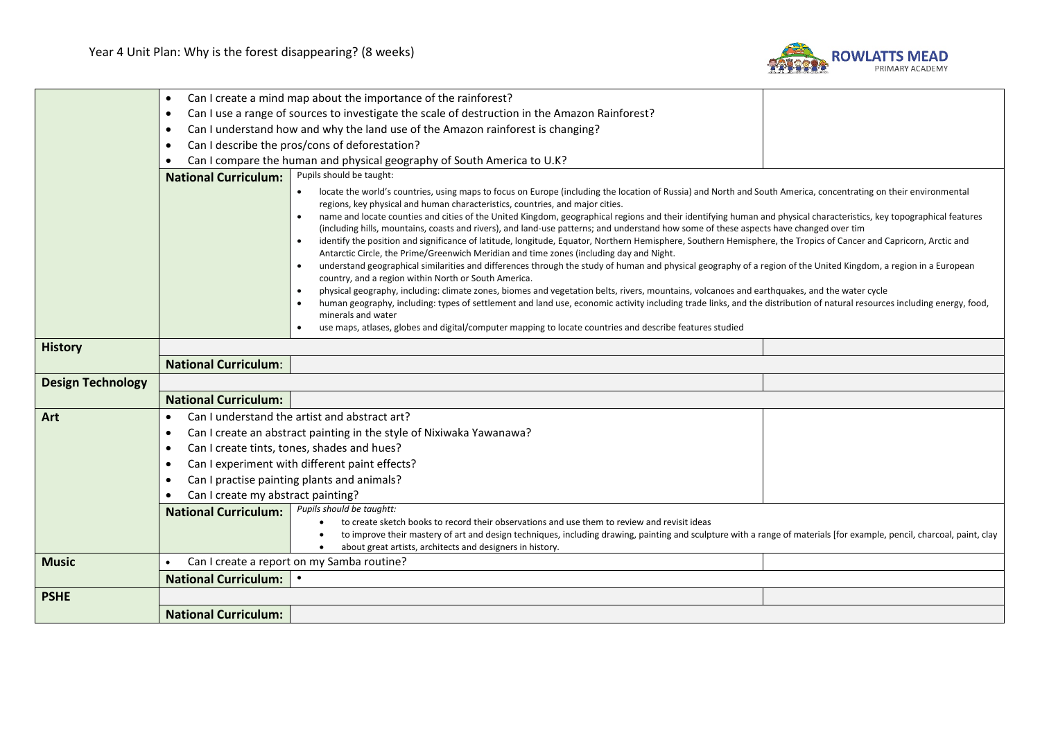# Year 4 Unit Plan: Why is the forest disappearing? (8 weeks)

| | | | |
|---|---|---|---|
| | • Can I create a mind map about the importance of the rainforest?<br>• Can I use a range of sources to investigate the scale of destruction in the Amazon Rainforest?<br>• Can I understand how and why the land use of the Amazon rainforest is changing?<br>• Can I describe the pros/cons of deforestation?<br>• Can I compare the human and physical geography of South America to U.K? | | |
| | **National Curriculum:** | Pupils should be taught:<br>• locate the world's countries, using maps to focus on Europe (including the location of Russia) and North and South America, concentrating on their environmental regions, key physical and human characteristics, countries, and major cities.<br>• name and locate counties and cities of the United Kingdom, geographical regions and their identifying human and physical characteristics, key topographical features (including hills, mountains, coasts and rivers), and land-use patterns; and understand how some of these aspects have changed over tim<br>• identify the position and significance of latitude, longitude, Equator, Northern Hemisphere, Southern Hemisphere, the Tropics of Cancer and Capricorn, Arctic and Antarctic Circle, the Prime/Greenwich Meridian and time zones (including day and Night.<br>• understand geographical similarities and differences through the study of human and physical geography of a region of the United Kingdom, a region in a European country, and a region within North or South America.<br>• physical geography, including: climate zones, biomes and vegetation belts, rivers, mountains, volcanoes and earthquakes, and the water cycle<br>• human geography, including: types of settlement and land use, economic activity including trade links, and the distribution of natural resources including energy, food, minerals and water<br>• use maps, atlases, globes and digital/computer mapping to locate countries and describe features studied | |
| **History** | | | |
| | **National Curriculum**: | | |
| **Design Technology** | | | |
| | **National Curriculum:** | | |
| **Art** | • Can I understand the artist and abstract art?<br>• Can I create an abstract painting in the style of Nixiwaka Yawanawa?<br>• Can I create tints, tones, shades and hues?<br>• Can I experiment with different paint effects?<br>• Can I practise painting plants and animals?<br>• Can I create my abstract painting? | | |
| | **National Curriculum:** | *Pupils should be taughtt:*<br>• to create sketch books to record their observations and use them to review and revisit ideas<br>• to improve their mastery of art and design techniques, including drawing, painting and sculpture with a range of materials [for example, pencil, charcoal, paint, clay<br>• about great artists, architects and designers in history. | |
| **Music** | • Can I create a report on my Samba routine? | | |
| | **National Curriculum:** | • | |
| **PSHE** | | | |
| | **National Curriculum:** | | |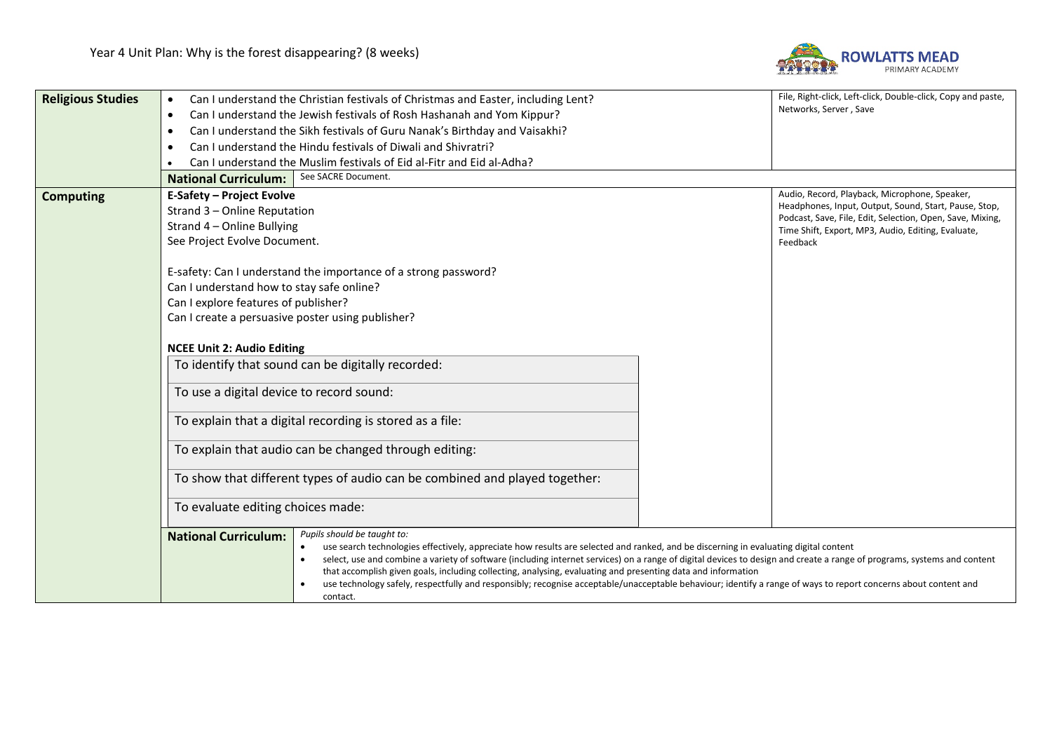Year 4 Unit Plan: Why is the forest disappearing? (8 weeks)

| Subject | Content | Vocabulary |
|---|---|---|
| **Religious Studies** | • Can I understand the Christian festivals of Christmas and Easter, including Lent?<br>• Can I understand the Jewish festivals of Rosh Hashanah and Yom Kippur?<br>• Can I understand the Sikh festivals of Guru Nanak's Birthday and Vaisakhi?<br>• Can I understand the Hindu festivals of Diwali and Shivratri?<br>• Can I understand the Muslim festivals of Eid al-Fitr and Eid al-Adha? | File, Right-click, Left-click, Double-click, Copy and paste, Networks, Server , Save |
| | **National Curriculum:** See SACRE Document. | |
| **Computing** | **E-Safety – Project Evolve**<br>Strand 3 – Online Reputation<br>Strand 4 – Online Bullying<br>See Project Evolve Document.<br><br>E-safety: Can I understand the importance of a strong password?<br>Can I understand how to stay safe online?<br>Can I explore features of publisher?<br>Can I create a persuasive poster using publisher?<br><br>**NCEE Unit 2: Audio Editing**<br>To identify that sound can be digitally recorded:<br>To use a digital device to record sound:<br>To explain that a digital recording is stored as a file:<br>To explain that audio can be changed through editing:<br>To show that different types of audio can be combined and played together:<br>To evaluate editing choices made: | Audio, Record, Playback, Microphone, Speaker, Headphones, Input, Output, Sound, Start, Pause, Stop, Podcast, Save, File, Edit, Selection, Open, Save, Mixing, Time Shift, Export, MP3, Audio, Editing, Evaluate, Feedback |
| | **National Curriculum:** *Pupils should be taught to:*<br>• use search technologies effectively, appreciate how results are selected and ranked, and be discerning in evaluating digital content<br>• select, use and combine a variety of software (including internet services) on a range of digital devices to design and create a range of programs, systems and content that accomplish given goals, including collecting, analysing, evaluating and presenting data and information<br>• use technology safely, respectfully and responsibly; recognise acceptable/unacceptable behaviour; identify a range of ways to report concerns about content and contact. | |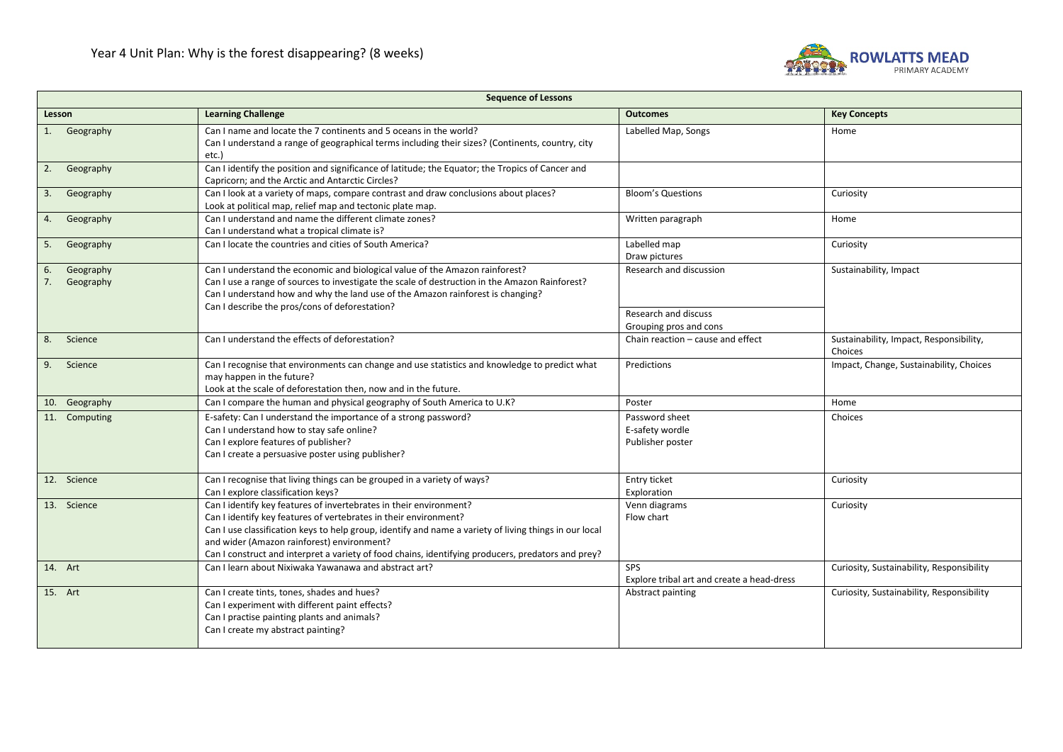# Year 4 Unit Plan: Why is the forest disappearing? (8 weeks)

| Sequence of Lessons | | | |
|---|---|---|---|
| **Lesson** | **Learning Challenge** | **Outcomes** | **Key Concepts** |
| 1. Geography | Can I name and locate the 7 continents and 5 oceans in the world?<br>Can I understand a range of geographical terms including their sizes? (Continents, country, city etc.) | Labelled Map, Songs | Home |
| 2. Geography | Can I identify the position and significance of latitude; the Equator; the Tropics of Cancer and Capricorn; and the Arctic and Antarctic Circles? | | |
| 3. Geography | Can I look at a variety of maps, compare contrast and draw conclusions about places?<br>Look at political map, relief map and tectonic plate map. | Bloom's Questions | Curiosity |
| 4. Geography | Can I understand and name the different climate zones?<br>Can I understand what a tropical climate is? | Written paragraph | Home |
| 5. Geography | Can I locate the countries and cities of South America? | Labelled map<br>Draw pictures | Curiosity |
| 6. Geography<br>7. Geography | Can I understand the economic and biological value of the Amazon rainforest?<br>Can I use a range of sources to investigate the scale of destruction in the Amazon Rainforest?<br>Can I understand how and why the land use of the Amazon rainforest is changing?<br>Can I describe the pros/cons of deforestation? | Research and discussion<br><br>Research and discuss<br>Grouping pros and cons | Sustainability, Impact |
| 8. Science | Can I understand the effects of deforestation? | Chain reaction – cause and effect | Sustainability, Impact, Responsibility, Choices |
| 9. Science | Can I recognise that environments can change and use statistics and knowledge to predict what may happen in the future?<br>Look at the scale of deforestation then, now and in the future. | Predictions | Impact, Change, Sustainability, Choices |
| 10. Geography | Can I compare the human and physical geography of South America to U.K? | Poster | Home |
| 11. Computing | E-safety: Can I understand the importance of a strong password?<br>Can I understand how to stay safe online?<br>Can I explore features of publisher?<br>Can I create a persuasive poster using publisher? | Password sheet<br>E-safety wordle<br>Publisher poster | Choices |
| 12. Science | Can I recognise that living things can be grouped in a variety of ways?<br>Can I explore classification keys? | Entry ticket<br>Exploration | Curiosity |
| 13. Science | Can I identify key features of invertebrates in their environment?<br>Can I identify key features of vertebrates in their environment?<br>Can I use classification keys to help group, identify and name a variety of living things in our local and wider (Amazon rainforest) environment?<br>Can I construct and interpret a variety of food chains, identifying producers, predators and prey? | Venn diagrams<br>Flow chart | Curiosity |
| 14. Art | Can I learn about Nixiwaka Yawanawa and abstract art? | SPS<br>Explore tribal art and create a head-dress | Curiosity, Sustainability, Responsibility |
| 15. Art | Can I create tints, tones, shades and hues?<br>Can I experiment with different paint effects?<br>Can I practise painting plants and animals?<br>Can I create my abstract painting? | Abstract painting | Curiosity, Sustainability, Responsibility |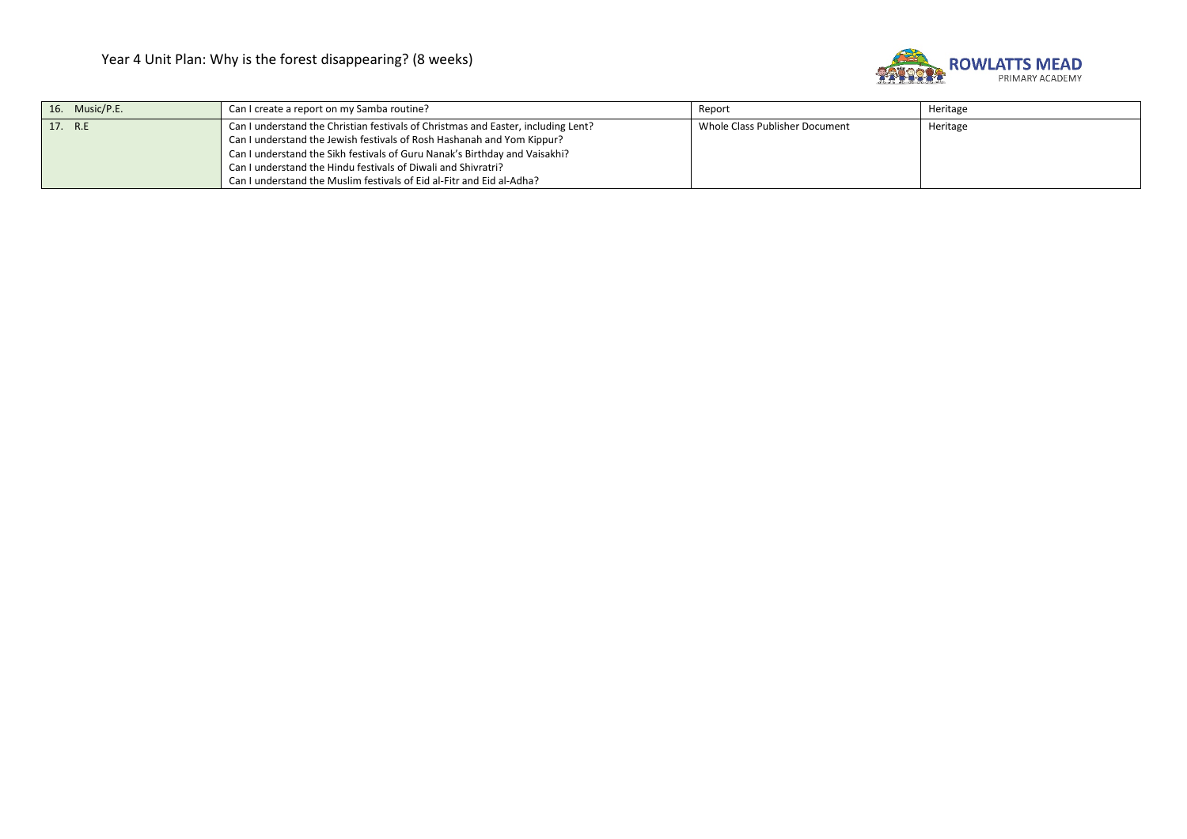# Year 4 Unit Plan: Why is the forest disappearing? (8 weeks)

| | | | |
|---|---|---|---|
| 16. Music/P.E. | Can I create a report on my Samba routine? | Report | Heritage |
| 17. R.E | Can I understand the Christian festivals of Christmas and Easter, including Lent?<br>Can I understand the Jewish festivals of Rosh Hashanah and Yom Kippur?<br>Can I understand the Sikh festivals of Guru Nanak's Birthday and Vaisakhi?<br>Can I understand the Hindu festivals of Diwali and Shivratri?<br>Can I understand the Muslim festivals of Eid al-Fitr and Eid al-Adha? | Whole Class Publisher Document | Heritage |